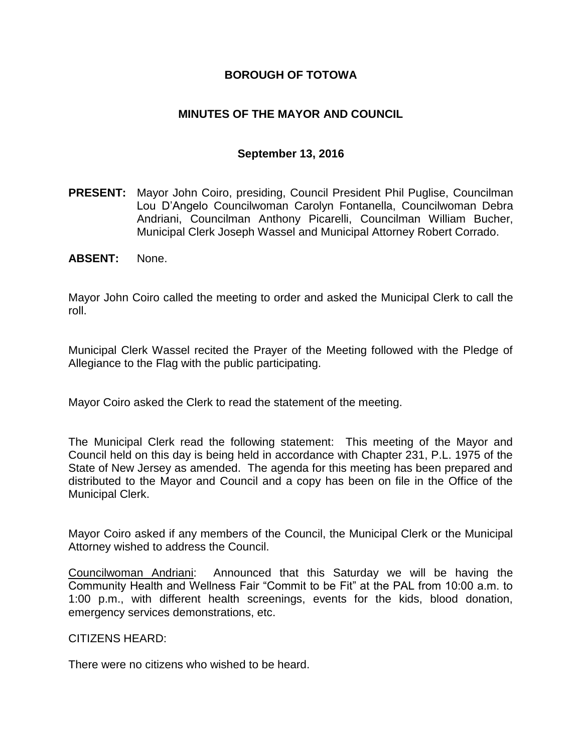# BOROUGH OF TOTOWA

## MINUTES OF THE MAYOR AND COUNCIL

### September 13, 2016

**PRESENT:** Mayor John Coiro, presiding, Council President Phil Puglise, Councilman Lou D'Angelo Councilwoman Carolyn Fontanella, Councilwoman Debra Andriani, Councilman Anthony Picarelli, Councilman William Bucher, Municipal Clerk Joseph Wassel and Municipal Attorney Robert Corrado.

**ABSENT:** None.

Mayor John Coiro called the meeting to order and asked the Municipal Clerk to call the roll.

Municipal Clerk Wassel recited the Prayer of the Meeting followed with the Pledge of Allegiance to the Flag with the public participating.

Mayor Coiro asked the Clerk to read the statement of the meeting.

The Municipal Clerk read the following statement: This meeting of the Mayor and Council held on this day is being held in accordance with Chapter 231, P.L. 1975 of the State of New Jersey as amended. The agenda for this meeting has been prepared and distributed to the Mayor and Council and a copy has been on file in the Office of the Municipal Clerk.

Mayor Coiro asked if any members of the Council, the Municipal Clerk or the Municipal Attorney wished to address the Council.

Councilwoman Andriani: Announced that this Saturday we will be having the Community Health and Wellness Fair "Commit to be Fit" at the PAL from 10:00 a.m. to 1:00 p.m., with different health screenings, events for the kids, blood donation, emergency services demonstrations, etc.

CITIZENS HEARD:

There were no citizens who wished to be heard.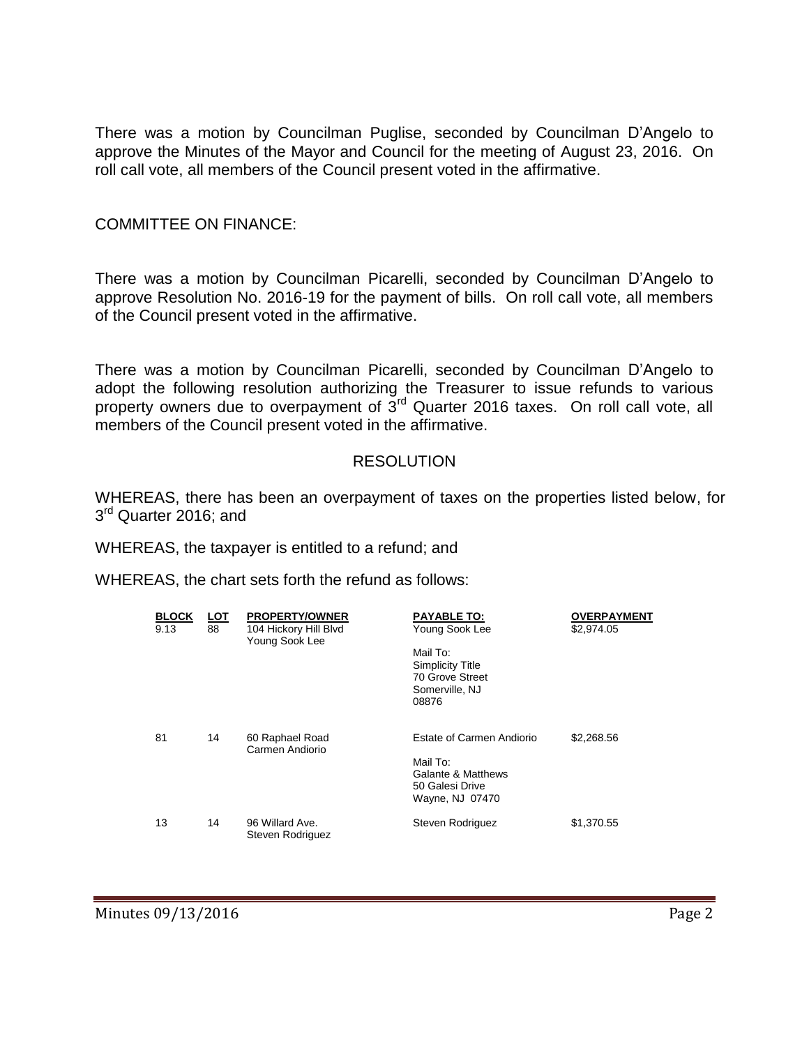There was a motion by Councilman Puglise, seconded by Councilman D'Angelo to approve the Minutes of the Mayor and Council for the meeting of August 23, 2016. On roll call vote, all members of the Council present voted in the affirmative.

COMMITTEE ON FINANCE:

There was a motion by Councilman Picarelli, seconded by Councilman D'Angelo to approve Resolution No. 2016-19 for the payment of bills. On roll call vote, all members of the Council present voted in the affirmative.

There was a motion by Councilman Picarelli, seconded by Councilman D'Angelo to adopt the following resolution authorizing the Treasurer to issue refunds to various property owners due to overpayment of 3rd Quarter 2016 taxes. On roll call vote, all members of the Council present voted in the affirmative.

## RESOLUTION

WHEREAS, there has been an overpayment of taxes on the properties listed below, for 3rd Quarter 2016; and

WHEREAS, the taxpayer is entitled to a refund; and

WHEREAS, the chart sets forth the refund as follows:

| BLOCK | LOT | PROPERTY/OWNER | PAYABLE TO: | OVERPAYMENT |
|---|---|---|---|---|
| 9.13 | 88 | 104 Hickory Hill Blvd<br>Young Sook Lee | Young Sook Lee<br><br>Mail To:<br>Simplicity Title<br>70 Grove Street<br>Somerville, NJ<br>08876 | $2,974.05 |
| 81 | 14 | 60 Raphael Road<br>Carmen Andiorio | Estate of Carmen Andiorio<br><br>Mail To:<br>Galante & Matthews<br>50 Galesi Drive<br>Wayne, NJ 07470 | $2,268.56 |
| 13 | 14 | 96 Willard Ave.<br>Steven Rodriguez | Steven Rodriguez | $1,370.55 |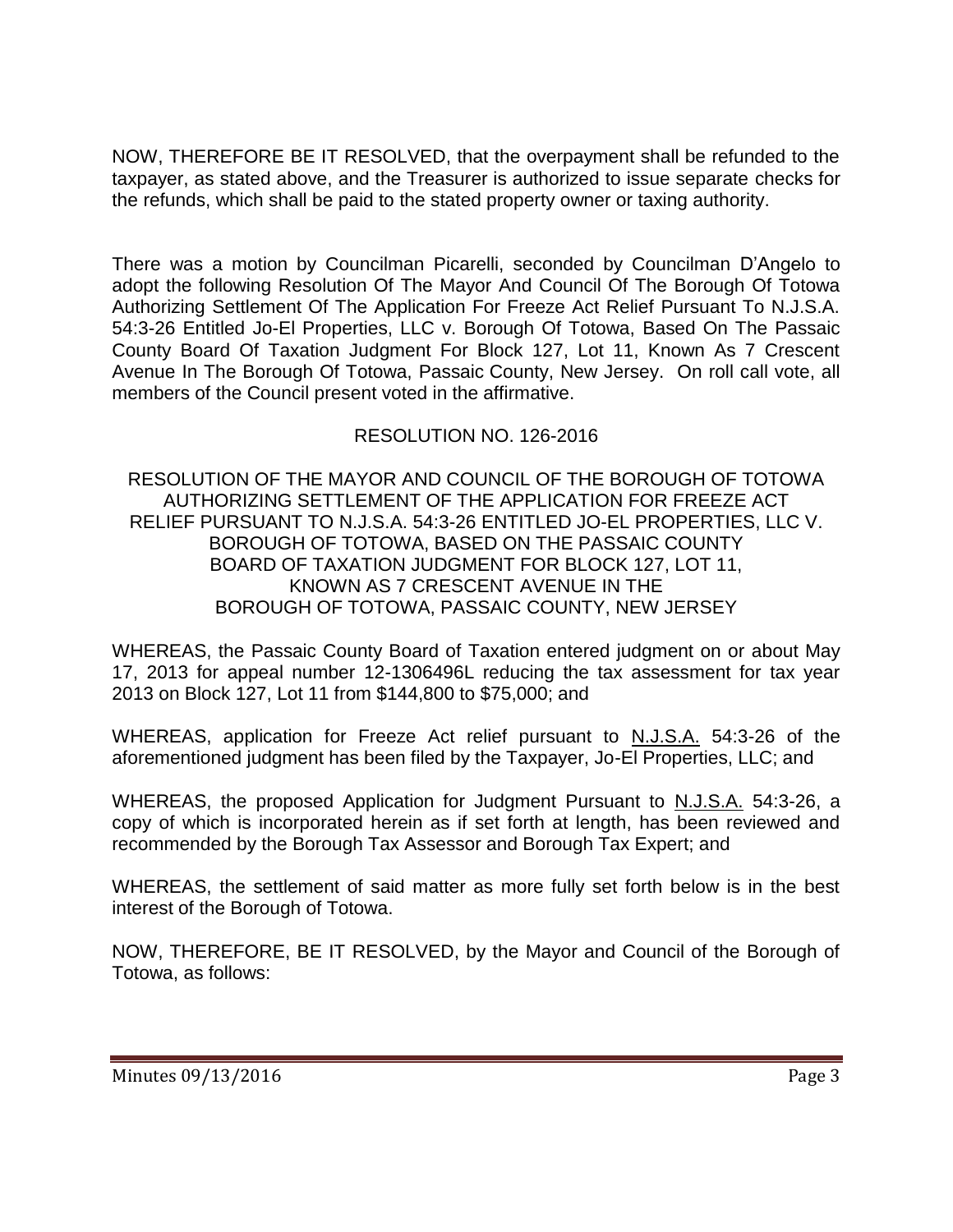NOW, THEREFORE BE IT RESOLVED, that the overpayment shall be refunded to the taxpayer, as stated above, and the Treasurer is authorized to issue separate checks for the refunds, which shall be paid to the stated property owner or taxing authority.

There was a motion by Councilman Picarelli, seconded by Councilman D'Angelo to adopt the following Resolution Of The Mayor And Council Of The Borough Of Totowa Authorizing Settlement Of The Application For Freeze Act Relief Pursuant To N.J.S.A. 54:3-26 Entitled Jo-El Properties, LLC v. Borough Of Totowa, Based On The Passaic County Board Of Taxation Judgment For Block 127, Lot 11, Known As 7 Crescent Avenue In The Borough Of Totowa, Passaic County, New Jersey. On roll call vote, all members of the Council present voted in the affirmative.

RESOLUTION NO. 126-2016

RESOLUTION OF THE MAYOR AND COUNCIL OF THE BOROUGH OF TOTOWA AUTHORIZING SETTLEMENT OF THE APPLICATION FOR FREEZE ACT RELIEF PURSUANT TO N.J.S.A. 54:3-26 ENTITLED JO-EL PROPERTIES, LLC V. BOROUGH OF TOTOWA, BASED ON THE PASSAIC COUNTY BOARD OF TAXATION JUDGMENT FOR BLOCK 127, LOT 11, KNOWN AS 7 CRESCENT AVENUE IN THE BOROUGH OF TOTOWA, PASSAIC COUNTY, NEW JERSEY

WHEREAS, the Passaic County Board of Taxation entered judgment on or about May 17, 2013 for appeal number 12-1306496L reducing the tax assessment for tax year 2013 on Block 127, Lot 11 from $144,800 to $75,000; and

WHEREAS, application for Freeze Act relief pursuant to N.J.S.A. 54:3-26 of the aforementioned judgment has been filed by the Taxpayer, Jo-El Properties, LLC; and

WHEREAS, the proposed Application for Judgment Pursuant to N.J.S.A. 54:3-26, a copy of which is incorporated herein as if set forth at length, has been reviewed and recommended by the Borough Tax Assessor and Borough Tax Expert; and

WHEREAS, the settlement of said matter as more fully set forth below is in the best interest of the Borough of Totowa.

NOW, THEREFORE, BE IT RESOLVED, by the Mayor and Council of the Borough of Totowa, as follows: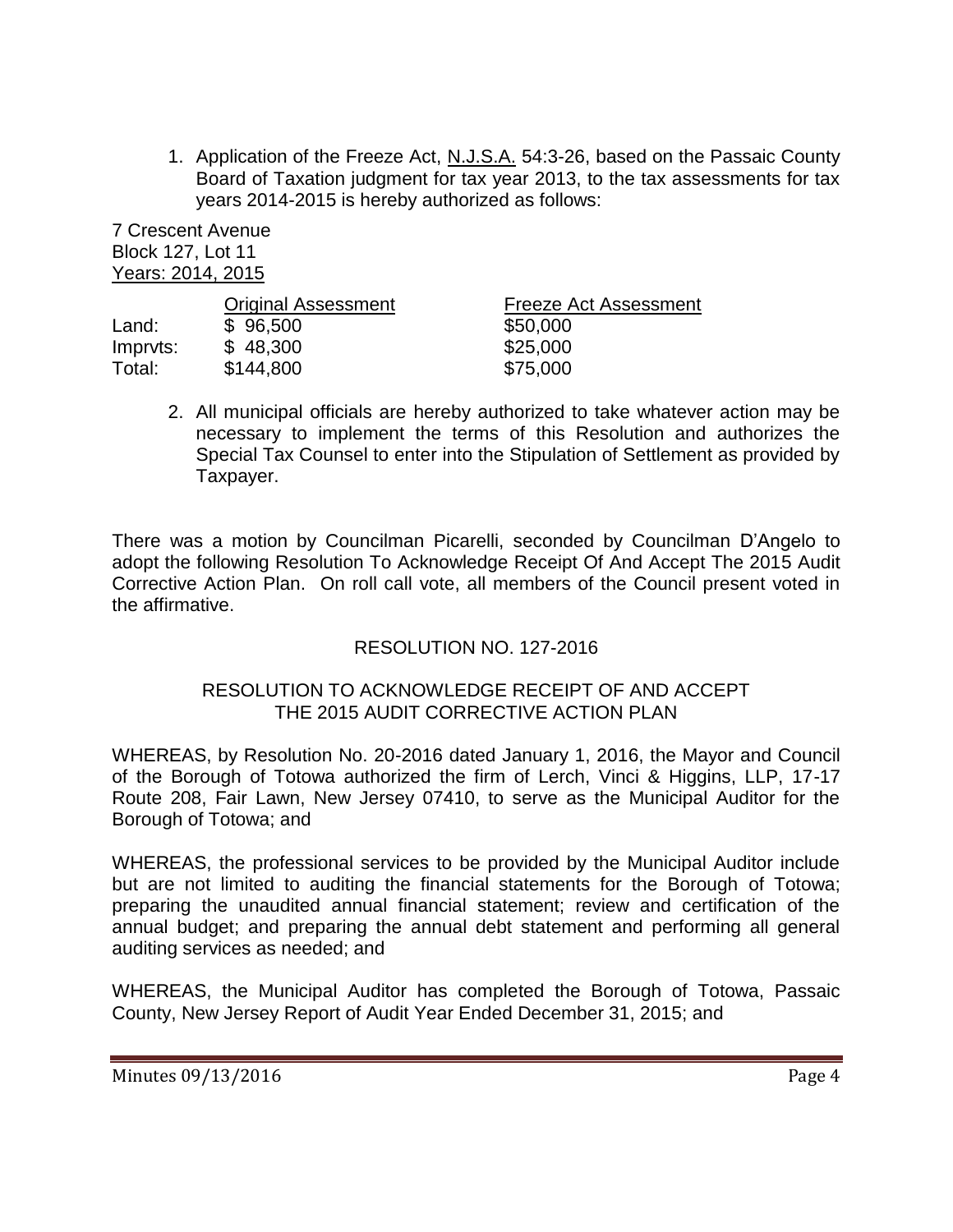1. Application of the Freeze Act, N.J.S.A. 54:3-26, based on the Passaic County Board of Taxation judgment for tax year 2013, to the tax assessments for tax years 2014-2015 is hereby authorized as follows:

7 Crescent Avenue
Block 127, Lot 11
Years: 2014, 2015

| | Original Assessment | Freeze Act Assessment |
|---|---|---|
| Land: | $ 96,500 | $50,000 |
| Imprvts: | $ 48,300 | $25,000 |
| Total: | $144,800 | $75,000 |

2. All municipal officials are hereby authorized to take whatever action may be necessary to implement the terms of this Resolution and authorizes the Special Tax Counsel to enter into the Stipulation of Settlement as provided by Taxpayer.

There was a motion by Councilman Picarelli, seconded by Councilman D'Angelo to adopt the following Resolution To Acknowledge Receipt Of And Accept The 2015 Audit Corrective Action Plan. On roll call vote, all members of the Council present voted in the affirmative.

RESOLUTION NO. 127-2016

RESOLUTION TO ACKNOWLEDGE RECEIPT OF AND ACCEPT THE 2015 AUDIT CORRECTIVE ACTION PLAN

WHEREAS, by Resolution No. 20-2016 dated January 1, 2016, the Mayor and Council of the Borough of Totowa authorized the firm of Lerch, Vinci & Higgins, LLP, 17-17 Route 208, Fair Lawn, New Jersey 07410, to serve as the Municipal Auditor for the Borough of Totowa; and

WHEREAS, the professional services to be provided by the Municipal Auditor include but are not limited to auditing the financial statements for the Borough of Totowa; preparing the unaudited annual financial statement; review and certification of the annual budget; and preparing the annual debt statement and performing all general auditing services as needed; and

WHEREAS, the Municipal Auditor has completed the Borough of Totowa, Passaic County, New Jersey Report of Audit Year Ended December 31, 2015; and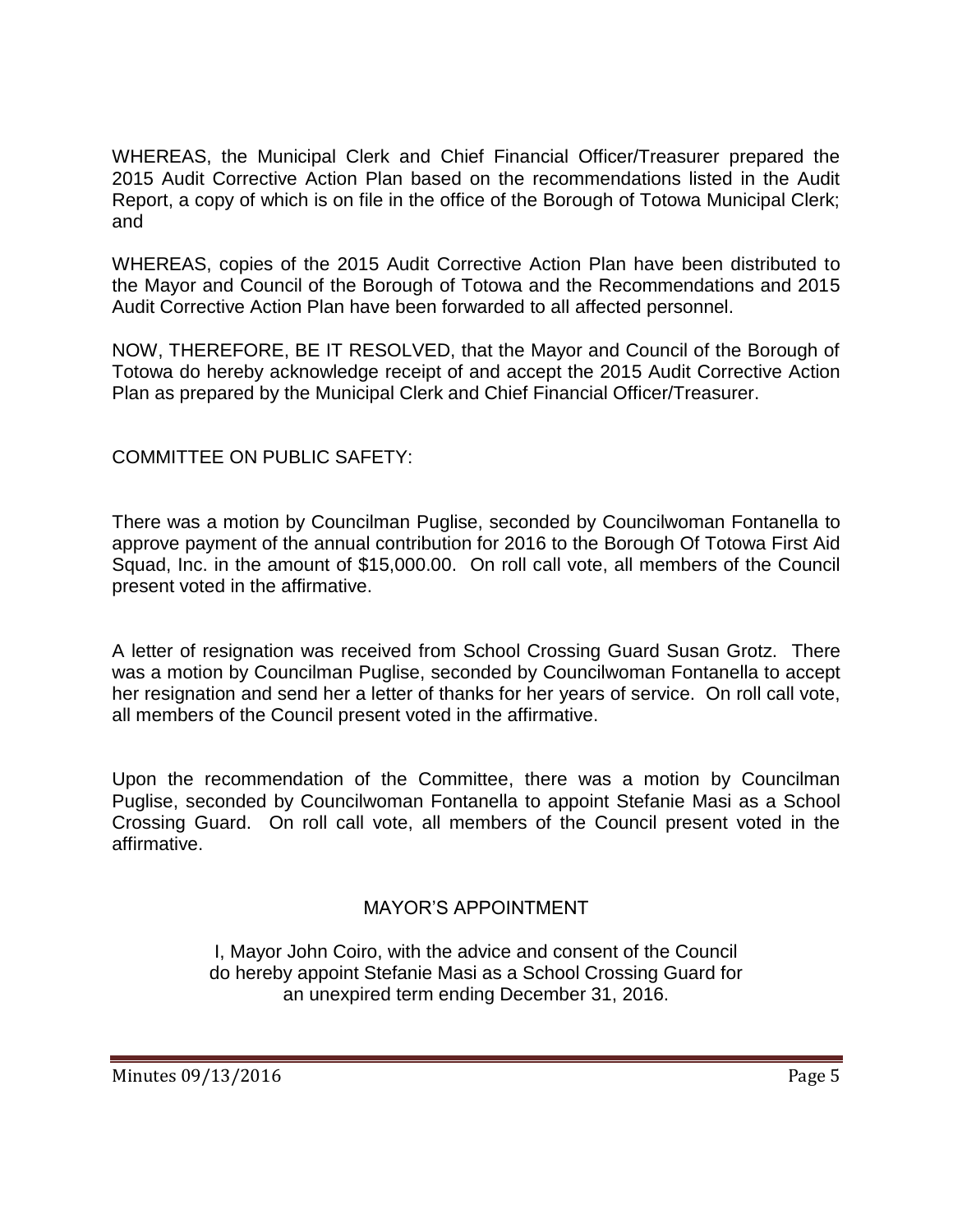WHEREAS, the Municipal Clerk and Chief Financial Officer/Treasurer prepared the 2015 Audit Corrective Action Plan based on the recommendations listed in the Audit Report, a copy of which is on file in the office of the Borough of Totowa Municipal Clerk; and

WHEREAS, copies of the 2015 Audit Corrective Action Plan have been distributed to the Mayor and Council of the Borough of Totowa and the Recommendations and 2015 Audit Corrective Action Plan have been forwarded to all affected personnel.

NOW, THEREFORE, BE IT RESOLVED, that the Mayor and Council of the Borough of Totowa do hereby acknowledge receipt of and accept the 2015 Audit Corrective Action Plan as prepared by the Municipal Clerk and Chief Financial Officer/Treasurer.

COMMITTEE ON PUBLIC SAFETY:

There was a motion by Councilman Puglise, seconded by Councilwoman Fontanella to approve payment of the annual contribution for 2016 to the Borough Of Totowa First Aid Squad, Inc. in the amount of $15,000.00. On roll call vote, all members of the Council present voted in the affirmative.

A letter of resignation was received from School Crossing Guard Susan Grotz. There was a motion by Councilman Puglise, seconded by Councilwoman Fontanella to accept her resignation and send her a letter of thanks for her years of service. On roll call vote, all members of the Council present voted in the affirmative.

Upon the recommendation of the Committee, there was a motion by Councilman Puglise, seconded by Councilwoman Fontanella to appoint Stefanie Masi as a School Crossing Guard. On roll call vote, all members of the Council present voted in the affirmative.

## MAYOR'S APPOINTMENT

I, Mayor John Coiro, with the advice and consent of the Council do hereby appoint Stefanie Masi as a School Crossing Guard for an unexpired term ending December 31, 2016.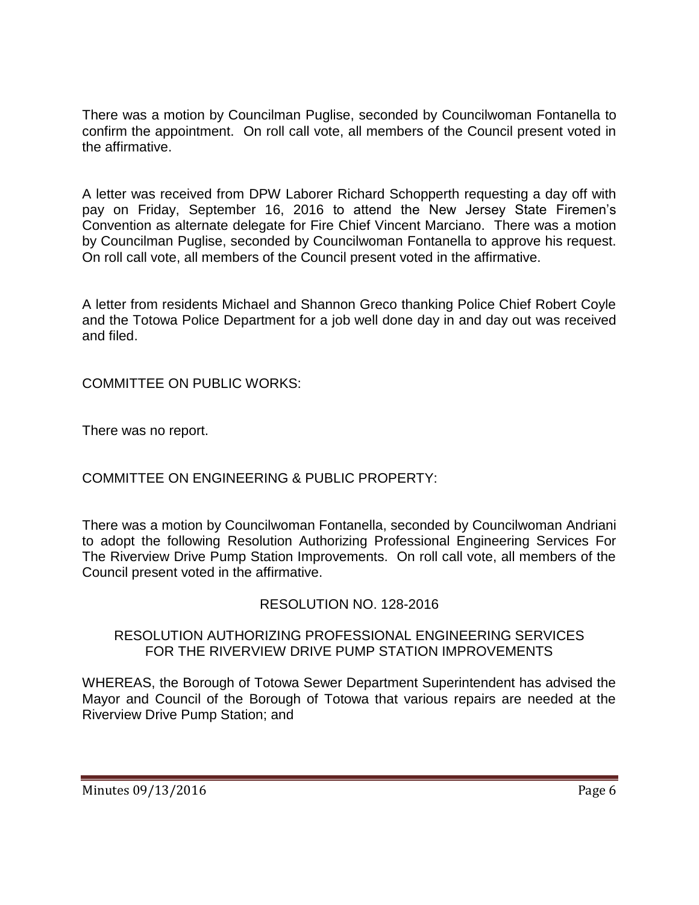There was a motion by Councilman Puglise, seconded by Councilwoman Fontanella to confirm the appointment. On roll call vote, all members of the Council present voted in the affirmative.

A letter was received from DPW Laborer Richard Schopperth requesting a day off with pay on Friday, September 16, 2016 to attend the New Jersey State Firemen's Convention as alternate delegate for Fire Chief Vincent Marciano. There was a motion by Councilman Puglise, seconded by Councilwoman Fontanella to approve his request. On roll call vote, all members of the Council present voted in the affirmative.

A letter from residents Michael and Shannon Greco thanking Police Chief Robert Coyle and the Totowa Police Department for a job well done day in and day out was received and filed.

COMMITTEE ON PUBLIC WORKS:

There was no report.

COMMITTEE ON ENGINEERING & PUBLIC PROPERTY:

There was a motion by Councilwoman Fontanella, seconded by Councilwoman Andriani to adopt the following Resolution Authorizing Professional Engineering Services For The Riverview Drive Pump Station Improvements. On roll call vote, all members of the Council present voted in the affirmative.

RESOLUTION NO. 128-2016

RESOLUTION AUTHORIZING PROFESSIONAL ENGINEERING SERVICES FOR THE RIVERVIEW DRIVE PUMP STATION IMPROVEMENTS

WHEREAS, the Borough of Totowa Sewer Department Superintendent has advised the Mayor and Council of the Borough of Totowa that various repairs are needed at the Riverview Drive Pump Station; and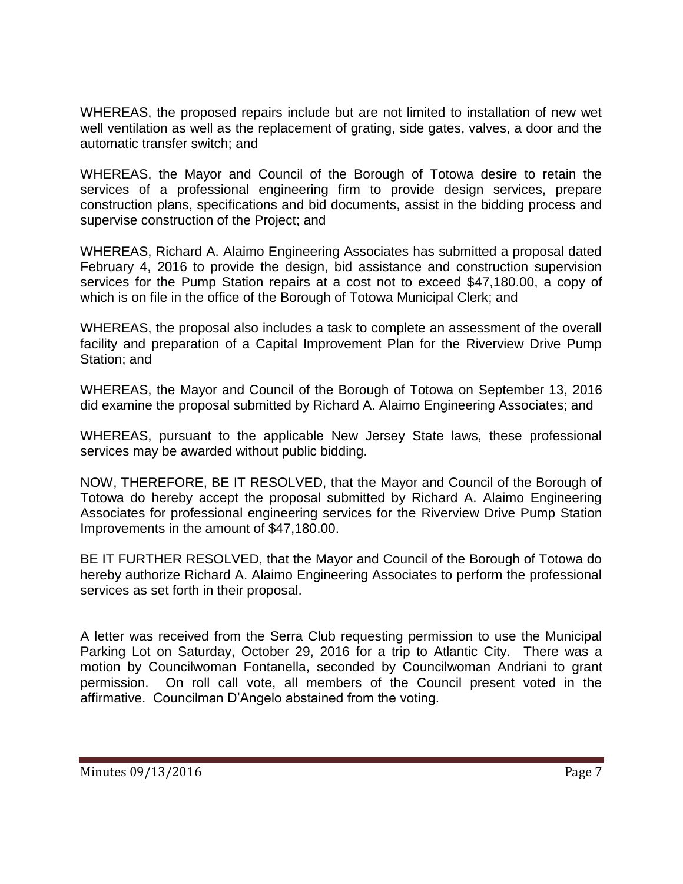WHEREAS, the proposed repairs include but are not limited to installation of new wet well ventilation as well as the replacement of grating, side gates, valves, a door and the automatic transfer switch; and

WHEREAS, the Mayor and Council of the Borough of Totowa desire to retain the services of a professional engineering firm to provide design services, prepare construction plans, specifications and bid documents, assist in the bidding process and supervise construction of the Project; and

WHEREAS, Richard A. Alaimo Engineering Associates has submitted a proposal dated February 4, 2016 to provide the design, bid assistance and construction supervision services for the Pump Station repairs at a cost not to exceed $47,180.00, a copy of which is on file in the office of the Borough of Totowa Municipal Clerk; and

WHEREAS, the proposal also includes a task to complete an assessment of the overall facility and preparation of a Capital Improvement Plan for the Riverview Drive Pump Station; and

WHEREAS, the Mayor and Council of the Borough of Totowa on September 13, 2016 did examine the proposal submitted by Richard A. Alaimo Engineering Associates; and

WHEREAS, pursuant to the applicable New Jersey State laws, these professional services may be awarded without public bidding.

NOW, THEREFORE, BE IT RESOLVED, that the Mayor and Council of the Borough of Totowa do hereby accept the proposal submitted by Richard A. Alaimo Engineering Associates for professional engineering services for the Riverview Drive Pump Station Improvements in the amount of $47,180.00.

BE IT FURTHER RESOLVED, that the Mayor and Council of the Borough of Totowa do hereby authorize Richard A. Alaimo Engineering Associates to perform the professional services as set forth in their proposal.

A letter was received from the Serra Club requesting permission to use the Municipal Parking Lot on Saturday, October 29, 2016 for a trip to Atlantic City. There was a motion by Councilwoman Fontanella, seconded by Councilwoman Andriani to grant permission. On roll call vote, all members of the Council present voted in the affirmative. Councilman D'Angelo abstained from the voting.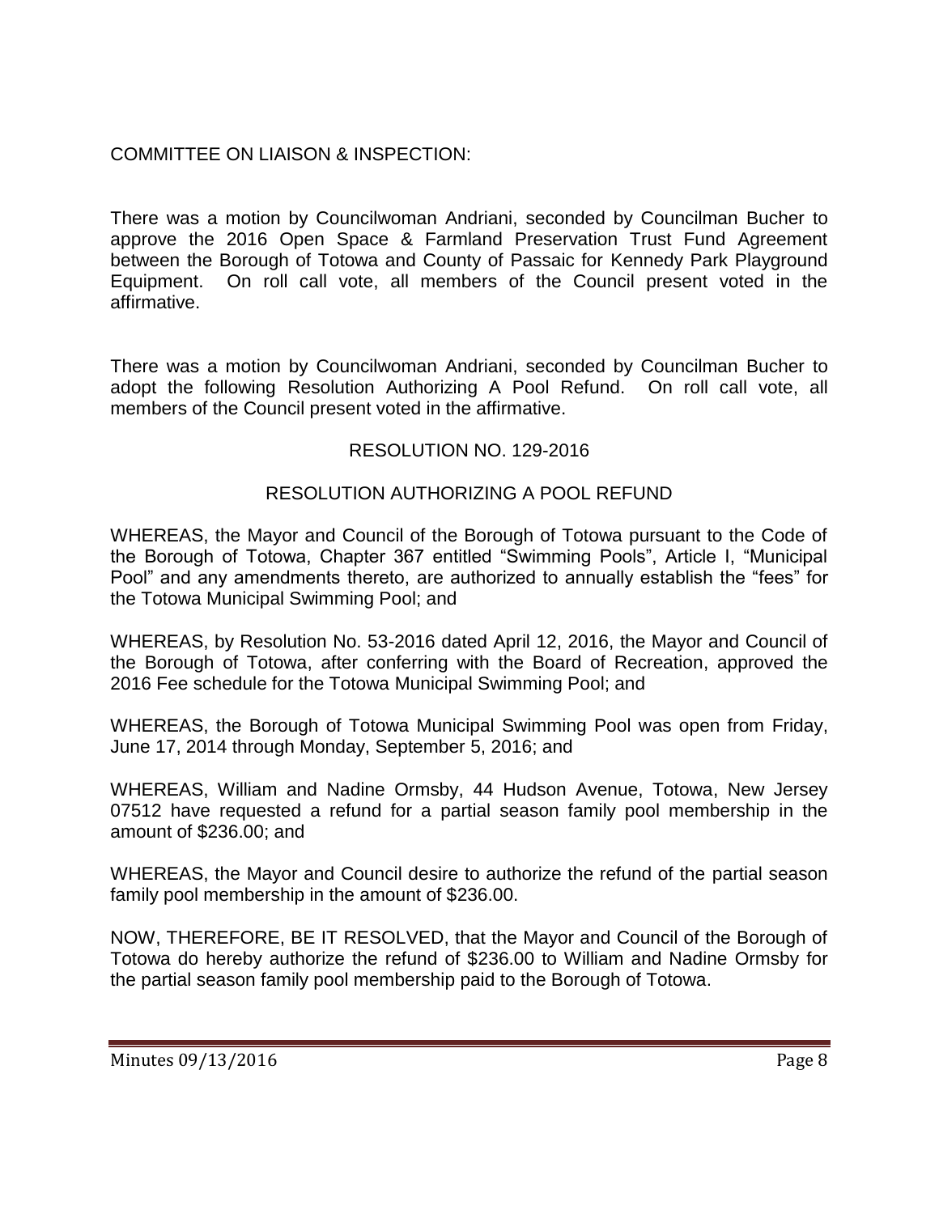COMMITTEE ON LIAISON & INSPECTION:

There was a motion by Councilwoman Andriani, seconded by Councilman Bucher to approve the 2016 Open Space & Farmland Preservation Trust Fund Agreement between the Borough of Totowa and County of Passaic for Kennedy Park Playground Equipment. On roll call vote, all members of the Council present voted in the affirmative.

There was a motion by Councilwoman Andriani, seconded by Councilman Bucher to adopt the following Resolution Authorizing A Pool Refund. On roll call vote, all members of the Council present voted in the affirmative.

RESOLUTION NO. 129-2016

RESOLUTION AUTHORIZING A POOL REFUND

WHEREAS, the Mayor and Council of the Borough of Totowa pursuant to the Code of the Borough of Totowa, Chapter 367 entitled "Swimming Pools", Article I, "Municipal Pool" and any amendments thereto, are authorized to annually establish the "fees" for the Totowa Municipal Swimming Pool; and

WHEREAS, by Resolution No. 53-2016 dated April 12, 2016, the Mayor and Council of the Borough of Totowa, after conferring with the Board of Recreation, approved the 2016 Fee schedule for the Totowa Municipal Swimming Pool; and

WHEREAS, the Borough of Totowa Municipal Swimming Pool was open from Friday, June 17, 2014 through Monday, September 5, 2016; and

WHEREAS, William and Nadine Ormsby, 44 Hudson Avenue, Totowa, New Jersey 07512 have requested a refund for a partial season family pool membership in the amount of $236.00; and

WHEREAS, the Mayor and Council desire to authorize the refund of the partial season family pool membership in the amount of $236.00.

NOW, THEREFORE, BE IT RESOLVED, that the Mayor and Council of the Borough of Totowa do hereby authorize the refund of $236.00 to William and Nadine Ormsby for the partial season family pool membership paid to the Borough of Totowa.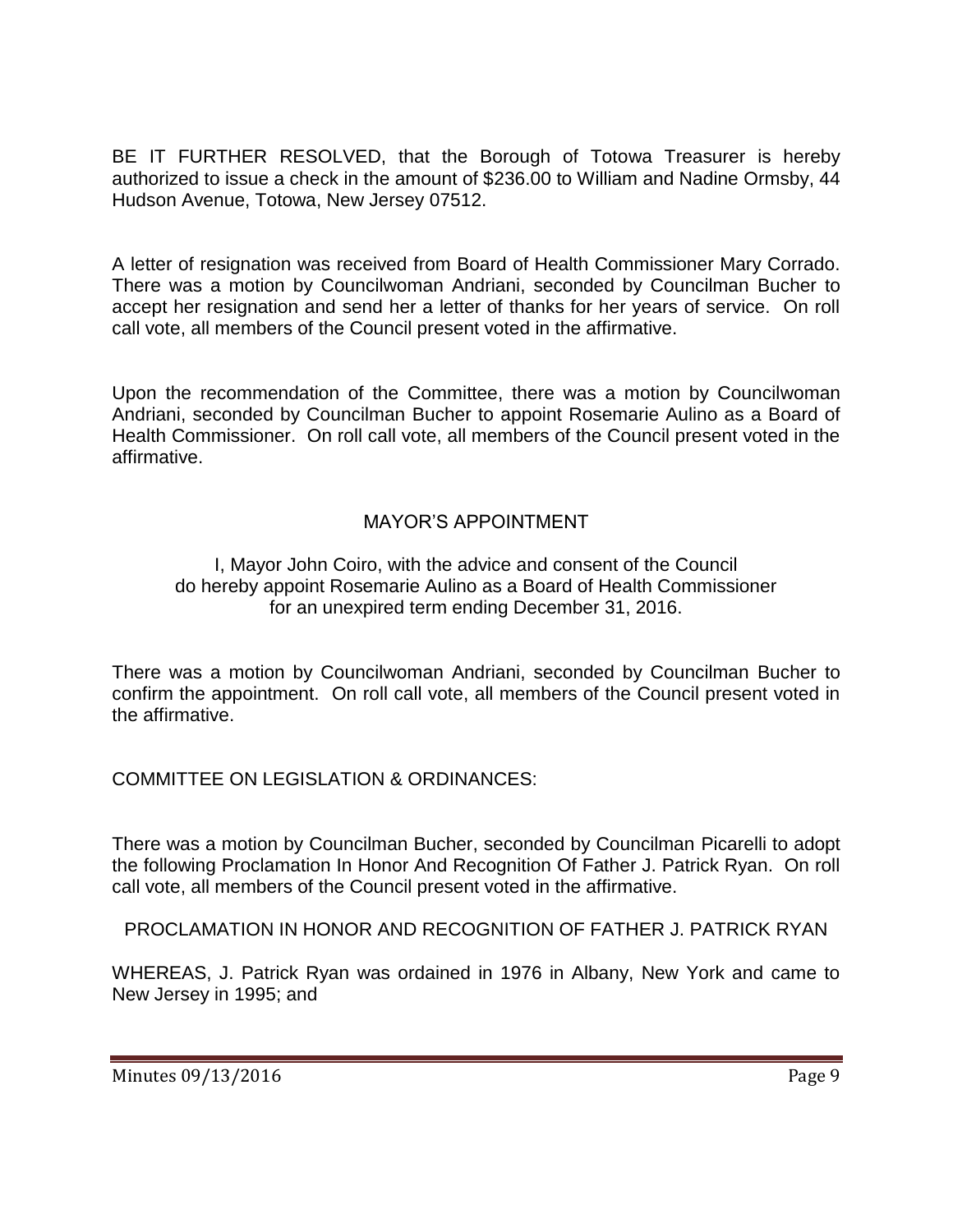BE IT FURTHER RESOLVED, that the Borough of Totowa Treasurer is hereby authorized to issue a check in the amount of $236.00 to William and Nadine Ormsby, 44 Hudson Avenue, Totowa, New Jersey 07512.

A letter of resignation was received from Board of Health Commissioner Mary Corrado. There was a motion by Councilwoman Andriani, seconded by Councilman Bucher to accept her resignation and send her a letter of thanks for her years of service. On roll call vote, all members of the Council present voted in the affirmative.

Upon the recommendation of the Committee, there was a motion by Councilwoman Andriani, seconded by Councilman Bucher to appoint Rosemarie Aulino as a Board of Health Commissioner. On roll call vote, all members of the Council present voted in the affirmative.

## MAYOR'S APPOINTMENT

I, Mayor John Coiro, with the advice and consent of the Council do hereby appoint Rosemarie Aulino as a Board of Health Commissioner for an unexpired term ending December 31, 2016.

There was a motion by Councilwoman Andriani, seconded by Councilman Bucher to confirm the appointment. On roll call vote, all members of the Council present voted in the affirmative.

## COMMITTEE ON LEGISLATION & ORDINANCES:

There was a motion by Councilman Bucher, seconded by Councilman Picarelli to adopt the following Proclamation In Honor And Recognition Of Father J. Patrick Ryan. On roll call vote, all members of the Council present voted in the affirmative.

### PROCLAMATION IN HONOR AND RECOGNITION OF FATHER J. PATRICK RYAN

WHEREAS, J. Patrick Ryan was ordained in 1976 in Albany, New York and came to New Jersey in 1995; and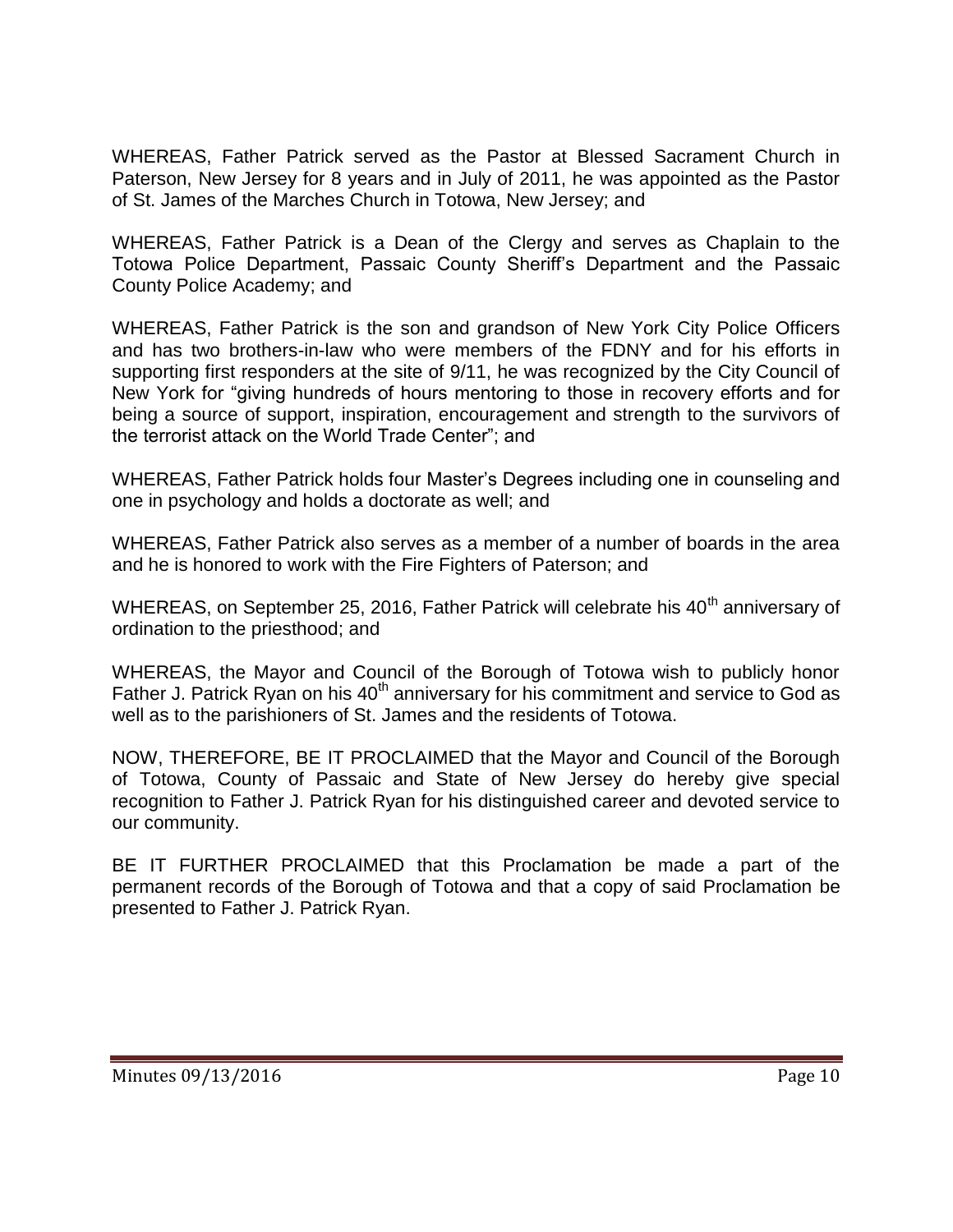WHEREAS, Father Patrick served as the Pastor at Blessed Sacrament Church in Paterson, New Jersey for 8 years and in July of 2011, he was appointed as the Pastor of St. James of the Marches Church in Totowa, New Jersey; and

WHEREAS, Father Patrick is a Dean of the Clergy and serves as Chaplain to the Totowa Police Department, Passaic County Sheriff's Department and the Passaic County Police Academy; and

WHEREAS, Father Patrick is the son and grandson of New York City Police Officers and has two brothers-in-law who were members of the FDNY and for his efforts in supporting first responders at the site of 9/11, he was recognized by the City Council of New York for "giving hundreds of hours mentoring to those in recovery efforts and for being a source of support, inspiration, encouragement and strength to the survivors of the terrorist attack on the World Trade Center"; and

WHEREAS, Father Patrick holds four Master's Degrees including one in counseling and one in psychology and holds a doctorate as well; and

WHEREAS, Father Patrick also serves as a member of a number of boards in the area and he is honored to work with the Fire Fighters of Paterson; and

WHEREAS, on September 25, 2016, Father Patrick will celebrate his 40th anniversary of ordination to the priesthood; and

WHEREAS, the Mayor and Council of the Borough of Totowa wish to publicly honor Father J. Patrick Ryan on his 40th anniversary for his commitment and service to God as well as to the parishioners of St. James and the residents of Totowa.

NOW, THEREFORE, BE IT PROCLAIMED that the Mayor and Council of the Borough of Totowa, County of Passaic and State of New Jersey do hereby give special recognition to Father J. Patrick Ryan for his distinguished career and devoted service to our community.

BE IT FURTHER PROCLAIMED that this Proclamation be made a part of the permanent records of the Borough of Totowa and that a copy of said Proclamation be presented to Father J. Patrick Ryan.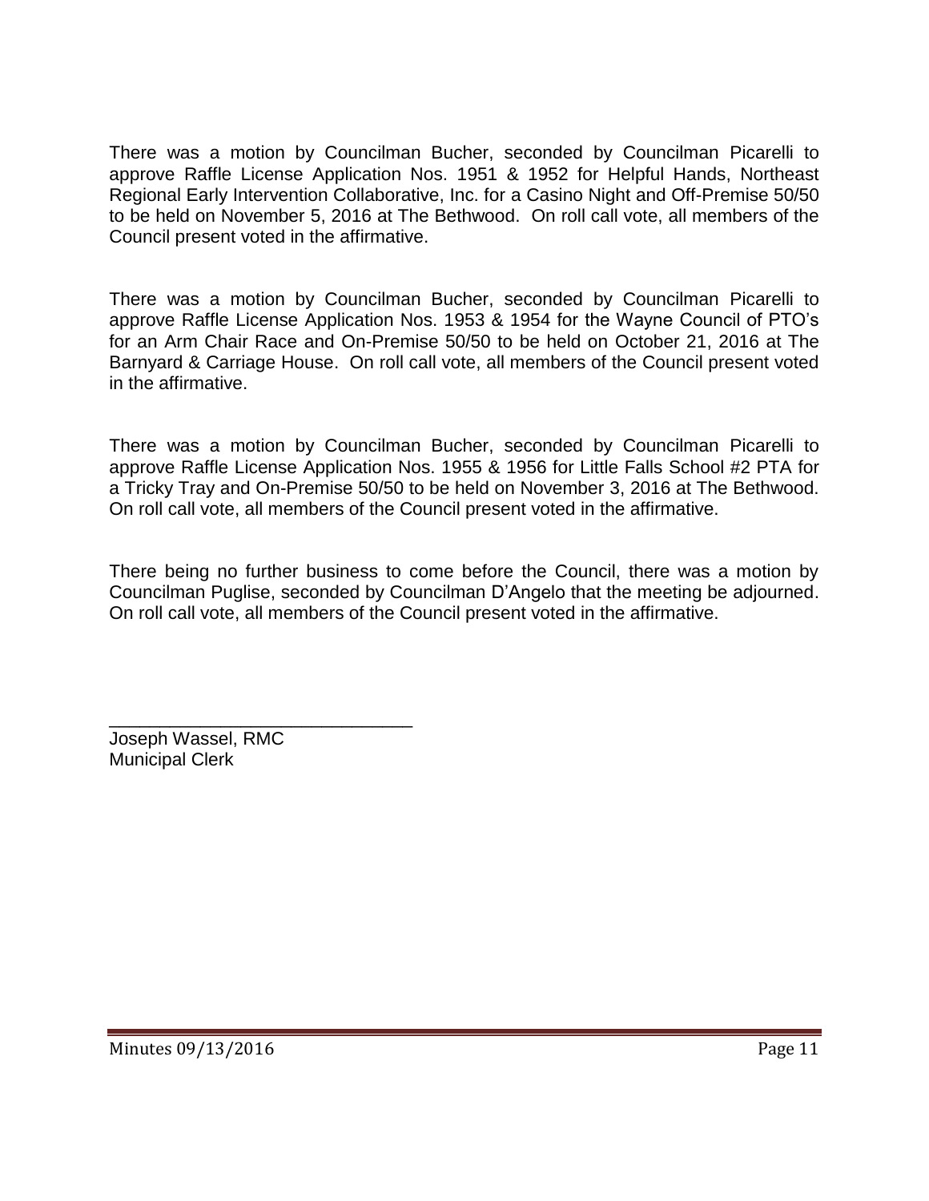There was a motion by Councilman Bucher, seconded by Councilman Picarelli to approve Raffle License Application Nos. 1951 & 1952 for Helpful Hands, Northeast Regional Early Intervention Collaborative, Inc. for a Casino Night and Off-Premise 50/50 to be held on November 5, 2016 at The Bethwood. On roll call vote, all members of the Council present voted in the affirmative.

There was a motion by Councilman Bucher, seconded by Councilman Picarelli to approve Raffle License Application Nos. 1953 & 1954 for the Wayne Council of PTO's for an Arm Chair Race and On-Premise 50/50 to be held on October 21, 2016 at The Barnyard & Carriage House. On roll call vote, all members of the Council present voted in the affirmative.

There was a motion by Councilman Bucher, seconded by Councilman Picarelli to approve Raffle License Application Nos. 1955 & 1956 for Little Falls School #2 PTA for a Tricky Tray and On-Premise 50/50 to be held on November 3, 2016 at The Bethwood. On roll call vote, all members of the Council present voted in the affirmative.

There being no further business to come before the Council, there was a motion by Councilman Puglise, seconded by Councilman D'Angelo that the meeting be adjourned. On roll call vote, all members of the Council present voted in the affirmative.

\_\_\_\_\_\_\_\_\_\_\_\_\_\_\_\_\_\_\_\_\_\_\_\_\_\_\_\_\_\_

Joseph Wassel, RMC
Municipal Clerk